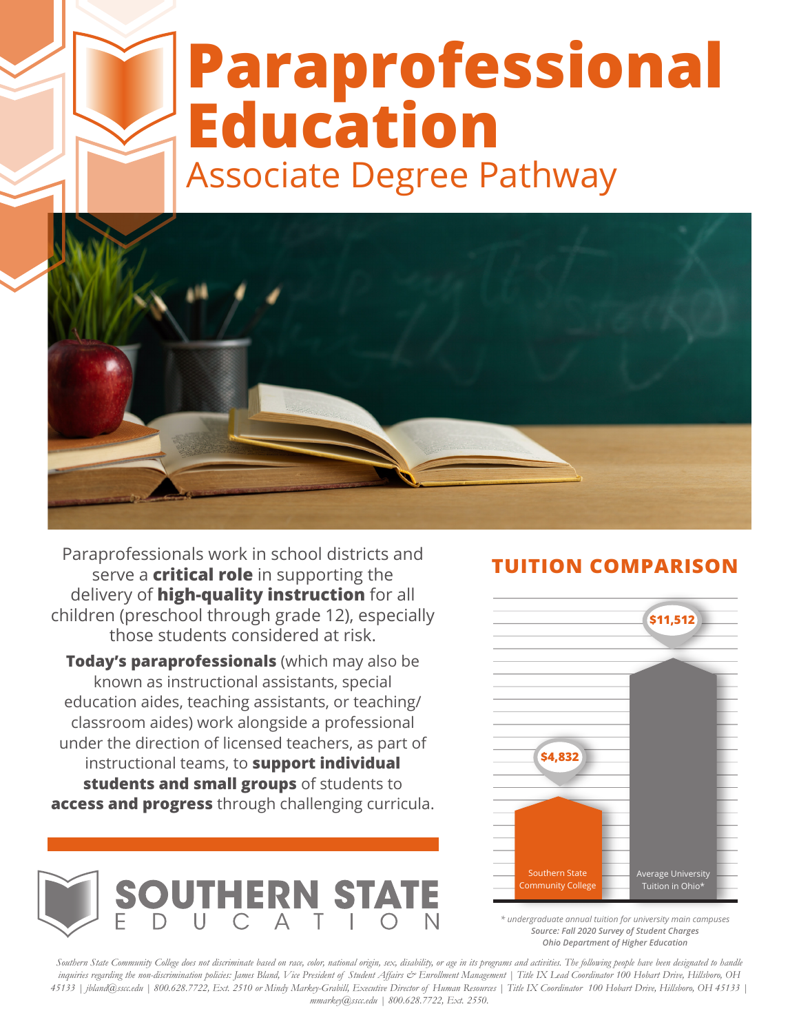# Paraprofessional Education

## Associate Degree Pathway

Paraprofessionals work in school districts and serve a **critical role** in supporting the delivery of **high-quality instruction** for all children (preschool through grade 12), especially those students considered at risk.

**Today's paraprofessionals** (which may also be known as instructional assistants, special education aides, teaching assistants, or teaching/classroom aides) work alongside a professional under the direction of licensed teachers, as part of instructional teams, to **support individual students and small groups** of students to **access and progress** through challenging curricula.

SOUTHERN STATE EDUCATION

## TUITION COMPARISON

| Institution | Tuition |
|---|---|
| Southern State Community College | $4,832 |
| Average University Tuition in Ohio* | $11,512 |

*\* undergraduate annual tuition for university main campuses*
***Source: Fall 2020 Survey of Student Charges Ohio Department of Higher Education***

*Southern State Community College does not discriminate based on race, color, national origin, sex, disability, or age in its programs and activities. The following people have been designated to handle inquiries regarding the non-discrimination policies: James Bland, Vice President of Student Affairs & Enrollment Management | Title IX Lead Coordinator 100 Hobart Drive, Hillsboro, OH 45133 | jbland@sscc.edu | 800.628.7722, Ext. 2510 or Mindy Markey-Grabill, Executive Director of Human Resources | Title IX Coordinator 100 Hobart Drive, Hillsboro, OH 45133 | mmarkey@sscc.edu | 800.628.7722, Ext. 2550.*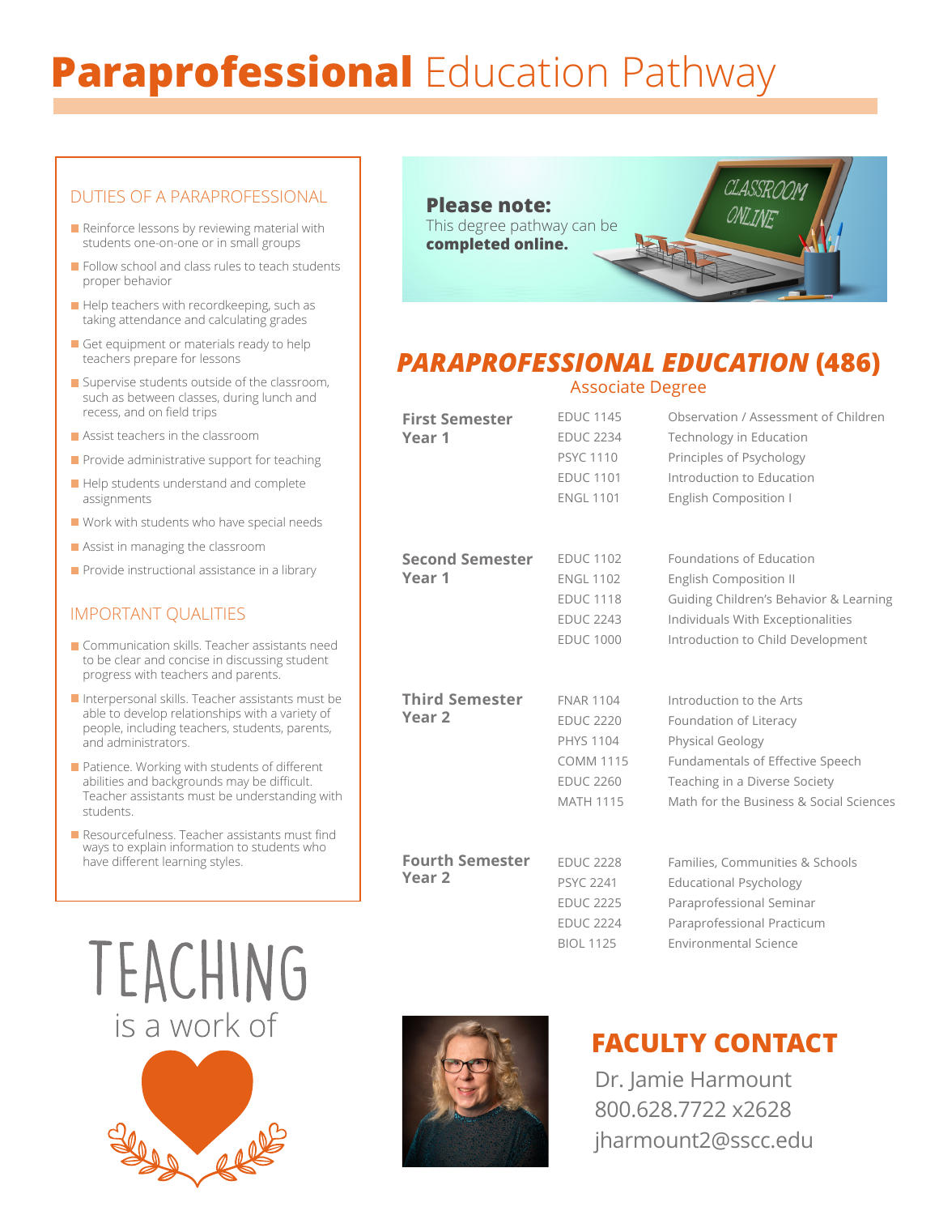# **Paraprofessional** Education Pathway

## DUTIES OF A PARAPROFESSIONAL

- Reinforce lessons by reviewing material with students one-on-one or in small groups
- Follow school and class rules to teach students proper behavior
- Help teachers with recordkeeping, such as taking attendance and calculating grades
- Get equipment or materials ready to help teachers prepare for lessons
- Supervise students outside of the classroom, such as between classes, during lunch and recess, and on field trips
- Assist teachers in the classroom
- Provide administrative support for teaching
- Help students understand and complete assignments
- Work with students who have special needs
- Assist in managing the classroom
- Provide instructional assistance in a library

## IMPORTANT QUALITIES

- Communication skills. Teacher assistants need to be clear and concise in discussing student progress with teachers and parents.
- Interpersonal skills. Teacher assistants must be able to develop relationships with a variety of people, including teachers, students, parents, and administrators.
- Patience. Working with students of different abilities and backgrounds may be difficult. Teacher assistants must be understanding with students.
- Resourcefulness. Teacher assistants must find ways to explain information to students who have different learning styles.

TEACHING
is a work of ♥

**Please note:**
This degree pathway can be **completed online.**

CLASSROOM ONLINE

## *PARAPROFESSIONAL EDUCATION* (486)

Associate Degree

| | | |
|---|---|---|
| **First Semester Year 1** | EDUC 1145 | Observation / Assessment of Children |
| | EDUC 2234 | Technology in Education |
| | PSYC 1110 | Principles of Psychology |
| | EDUC 1101 | Introduction to Education |
| | ENGL 1101 | English Composition I |
| **Second Semester Year 1** | EDUC 1102 | Foundations of Education |
| | ENGL 1102 | English Composition II |
| | EDUC 1118 | Guiding Children's Behavior & Learning |
| | EDUC 2243 | Individuals With Exceptionalities |
| | EDUC 1000 | Introduction to Child Development |
| **Third Semester Year 2** | FNAR 1104 | Introduction to the Arts |
| | EDUC 2220 | Foundation of Literacy |
| | PHYS 1104 | Physical Geology |
| | COMM 1115 | Fundamentals of Effective Speech |
| | EDUC 2260 | Teaching in a Diverse Society |
| | MATH 1115 | Math for the Business & Social Sciences |
| **Fourth Semester Year 2** | EDUC 2228 | Families, Communities & Schools |
| | PSYC 2241 | Educational Psychology |
| | EDUC 2225 | Paraprofessional Seminar |
| | EDUC 2224 | Paraprofessional Practicum |
| | BIOL 1125 | Environmental Science |

## FACULTY CONTACT

Dr. Jamie Harmount
800.628.7722 x2628
jharmount2@sscc.edu